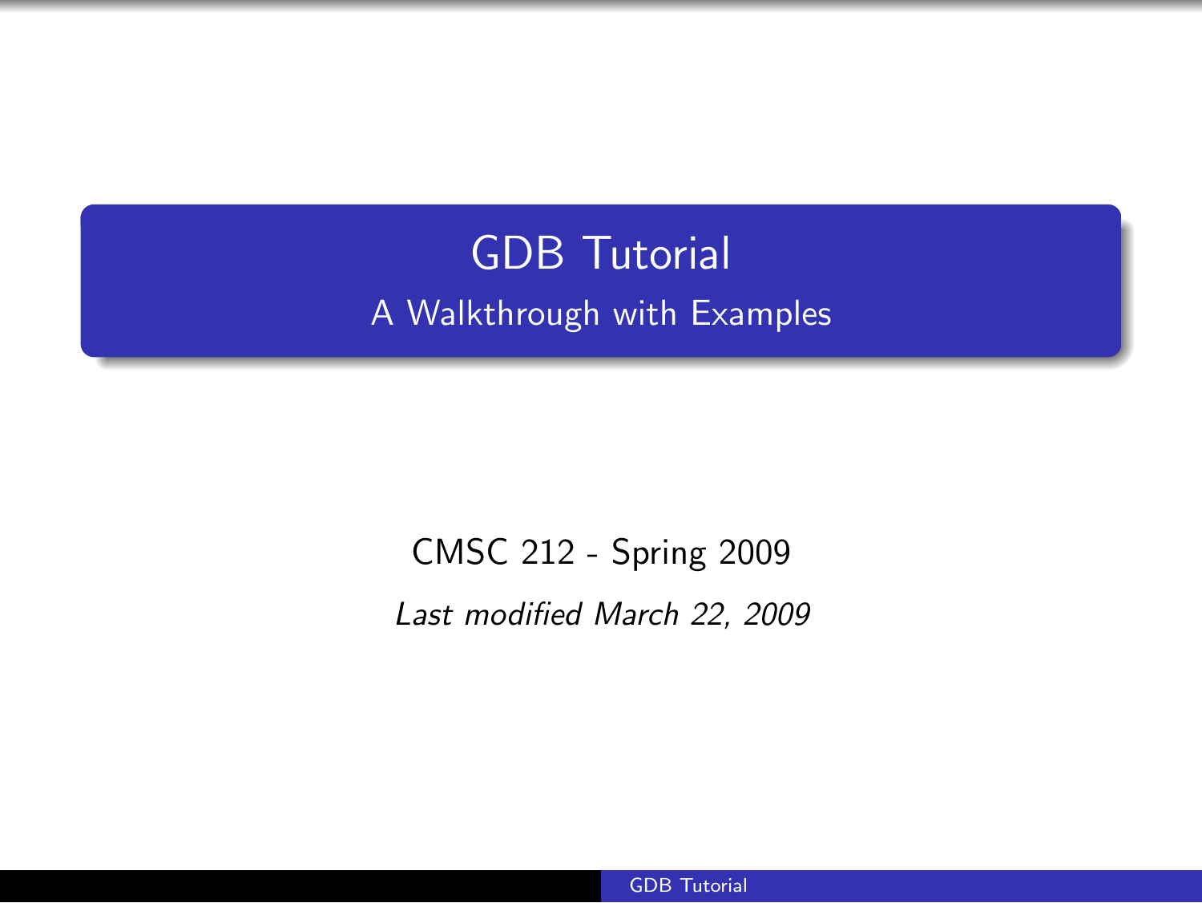# GDB Tutorial

## A Walkthrough with Examples

CMSC 212 - Spring 2009

*Last modified March 22, 2009*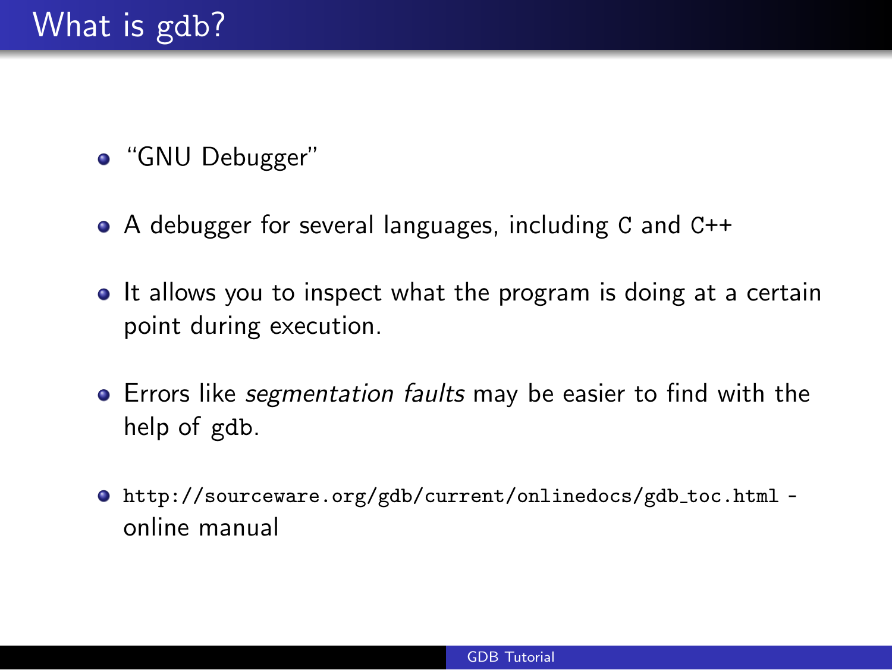# What is gdb?

- "GNU Debugger"
- A debugger for several languages, including `C` and `C++`
- It allows you to inspect what the program is doing at a certain point during execution.
- Errors like *segmentation faults* may be easier to find with the help of `gdb`.
- `http://sourceware.org/gdb/current/onlinedocs/gdb_toc.html` - online manual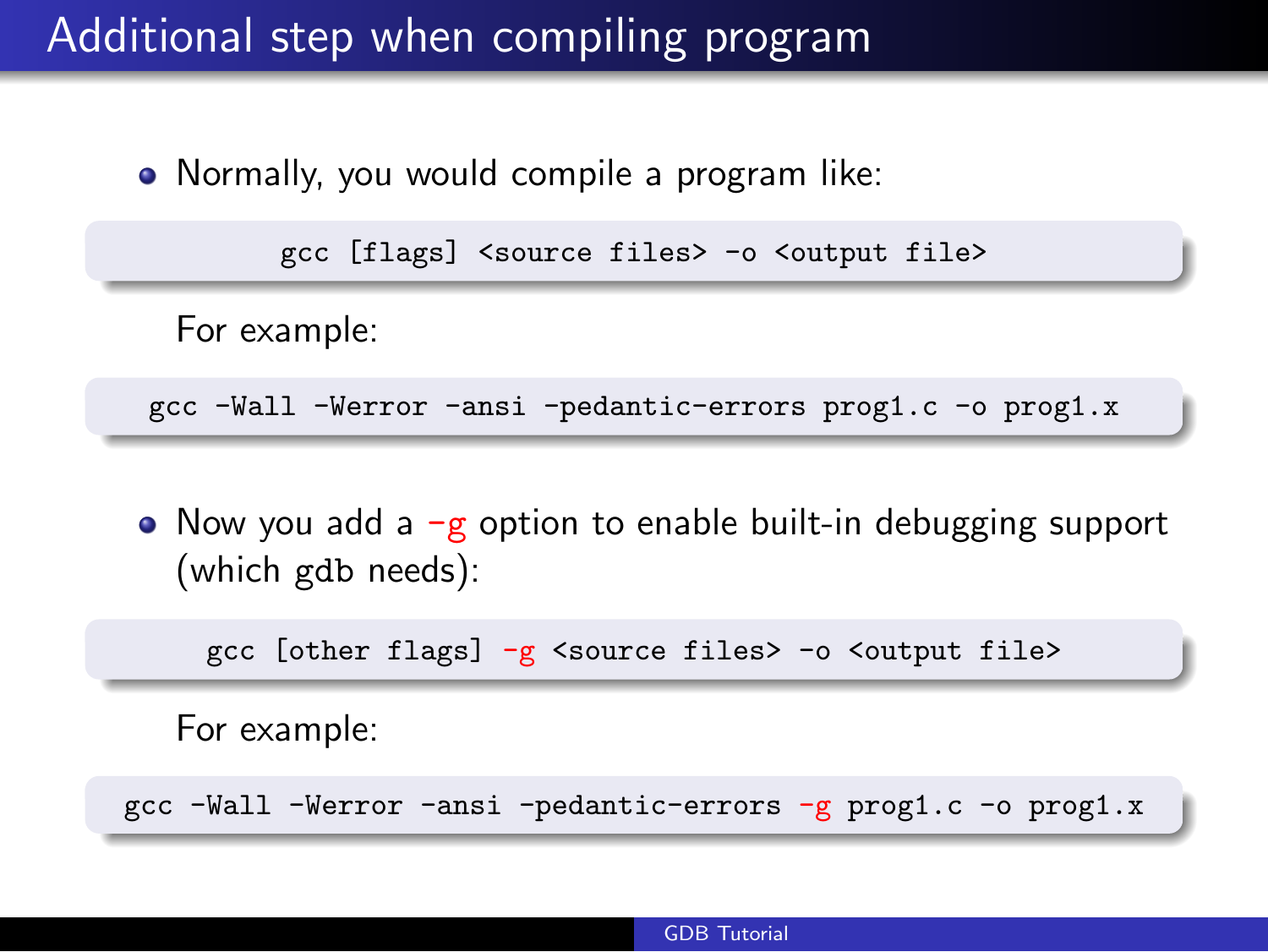# Additional step when compiling program

- Normally, you would compile a program like:

```
gcc [flags] <source files> -o <output file>
```

For example:

```
gcc -Wall -Werror -ansi -pedantic-errors prog1.c -o prog1.x
```

- Now you add a -g option to enable built-in debugging support (which gdb needs):

```
gcc [other flags] -g <source files> -o <output file>
```

For example:

```
gcc -Wall -Werror -ansi -pedantic-errors -g prog1.c -o prog1.x
```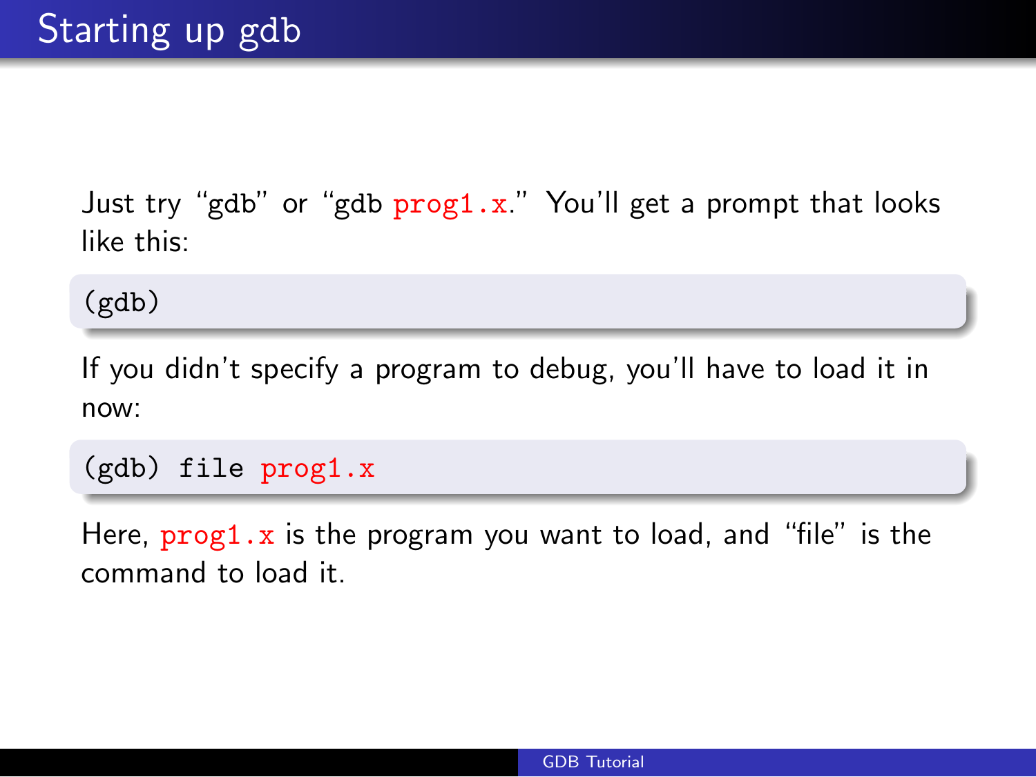# Starting up gdb

Just try “gdb” or “gdb `prog1.x`.” You’ll get a prompt that looks like this:

```
(gdb)
```

If you didn’t specify a program to debug, you’ll have to load it in now:

```
(gdb) file prog1.x
```

Here, `prog1.x` is the program you want to load, and “file” is the command to load it.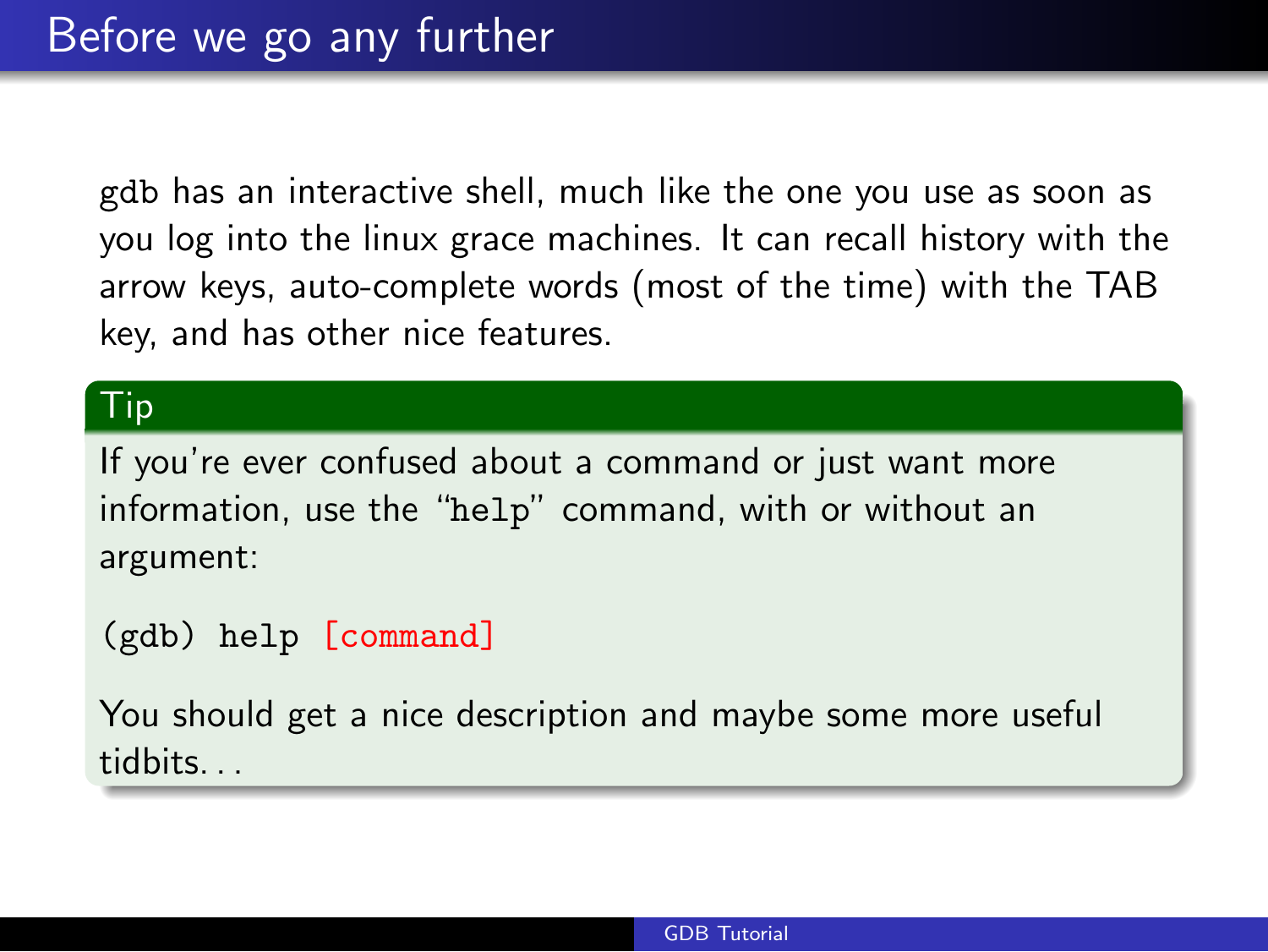# Before we go any further

gdb has an interactive shell, much like the one you use as soon as you log into the linux grace machines. It can recall history with the arrow keys, auto-complete words (most of the time) with the TAB key, and has other nice features.

### Tip

If you're ever confused about a command or just want more information, use the "help" command, with or without an argument:

```
(gdb) help [command]
```

You should get a nice description and maybe some more useful tidbits. . .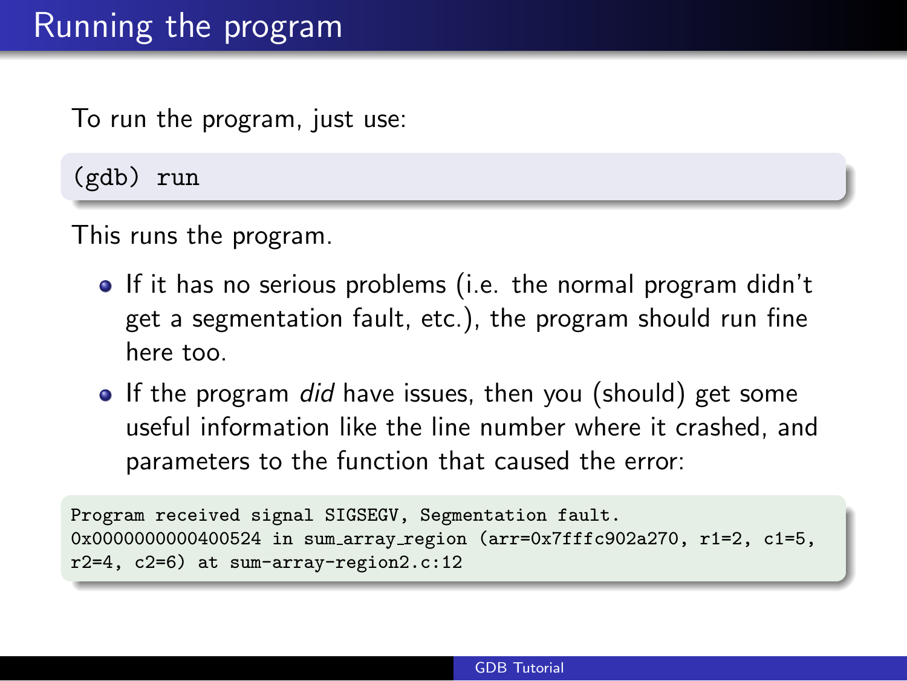# Running the program

To run the program, just use:

```
(gdb) run
```

This runs the program.

- If it has no serious problems (i.e. the normal program didn't get a segmentation fault, etc.), the program should run fine here too.
- If the program *did* have issues, then you (should) get some useful information like the line number where it crashed, and parameters to the function that caused the error:

```
Program received signal SIGSEGV, Segmentation fault.
0x0000000000400524 in sum_array_region (arr=0x7fffc902a270, r1=2, c1=5,
r2=4, c2=6) at sum-array-region2.c:12
```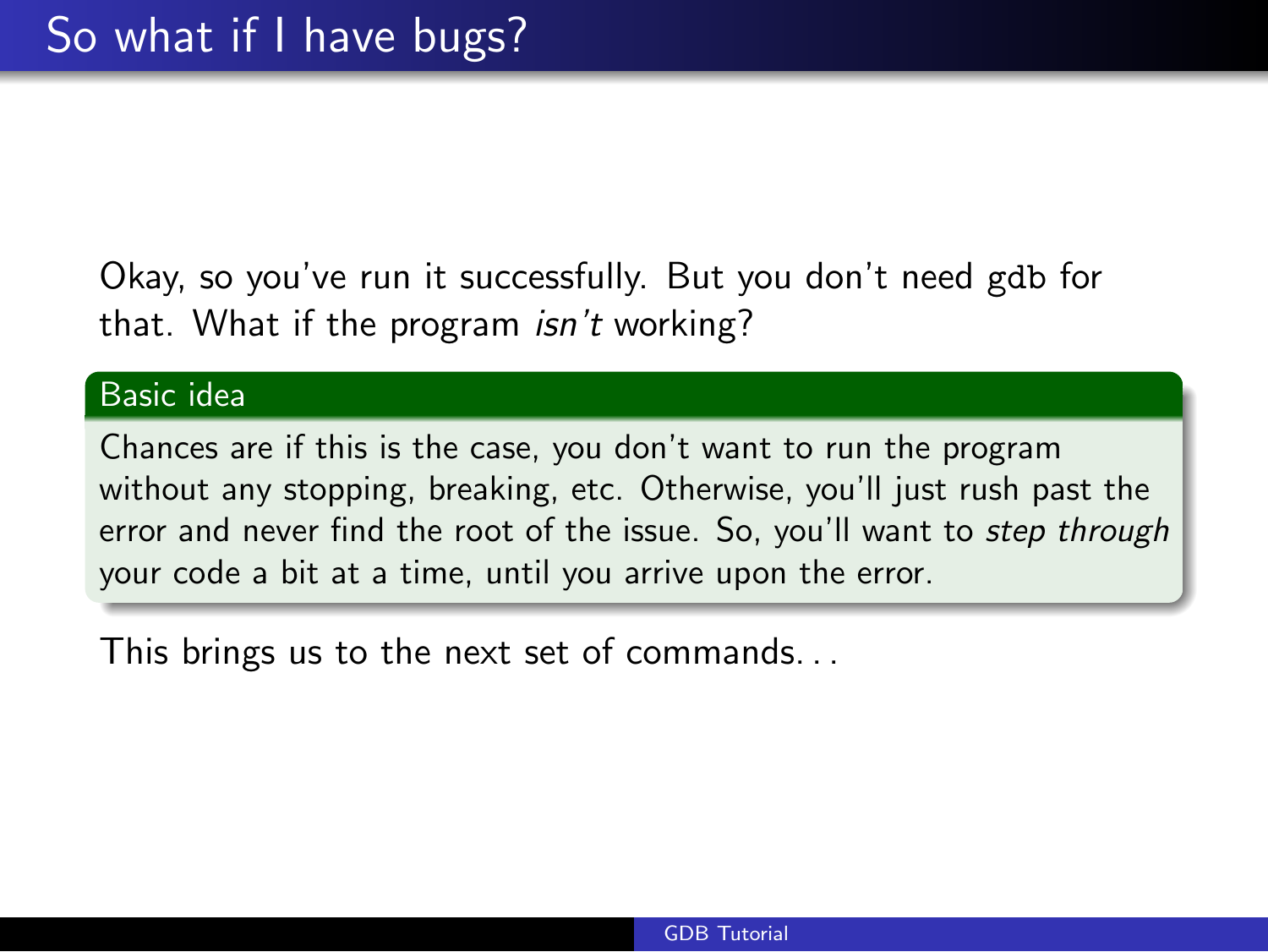# So what if I have bugs?

Okay, so you've run it successfully. But you don't need `gdb` for that. What if the program *isn't* working?

**Basic idea**

Chances are if this is the case, you don't want to run the program without any stopping, breaking, etc. Otherwise, you'll just rush past the error and never find the root of the issue. So, you'll want to *step through* your code a bit at a time, until you arrive upon the error.

This brings us to the next set of commands...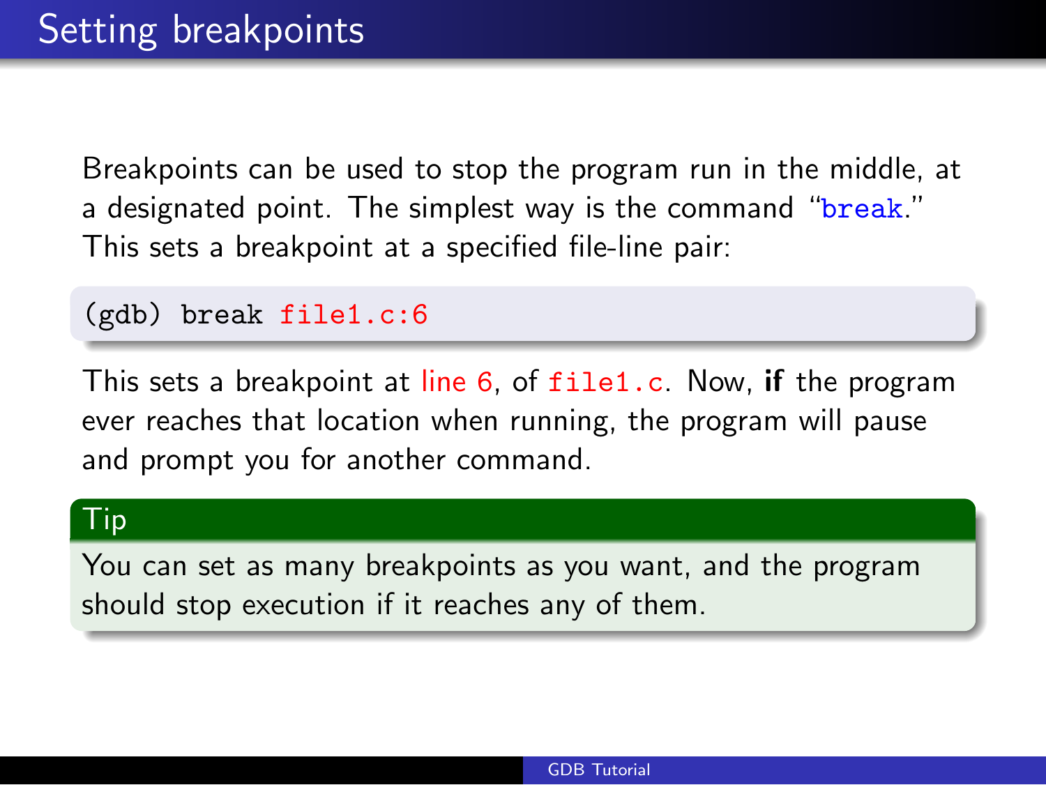# Setting breakpoints

Breakpoints can be used to stop the program run in the middle, at a designated point. The simplest way is the command "`break`." This sets a breakpoint at a specified file-line pair:

```
(gdb) break file1.c:6
```

This sets a breakpoint at line 6, of `file1.c`. Now, **if** the program ever reaches that location when running, the program will pause and prompt you for another command.

**Tip**

You can set as many breakpoints as you want, and the program should stop execution if it reaches any of them.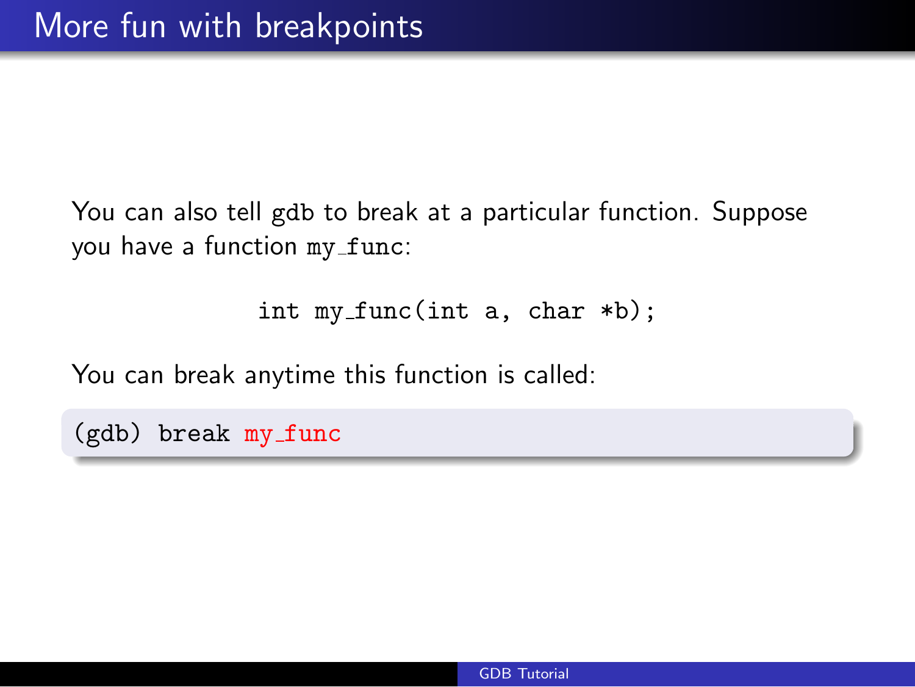# More fun with breakpoints

You can also tell gdb to break at a particular function. Suppose you have a function my_func:

```
int my_func(int a, char *b);
```

You can break anytime this function is called:

```
(gdb) break my_func
```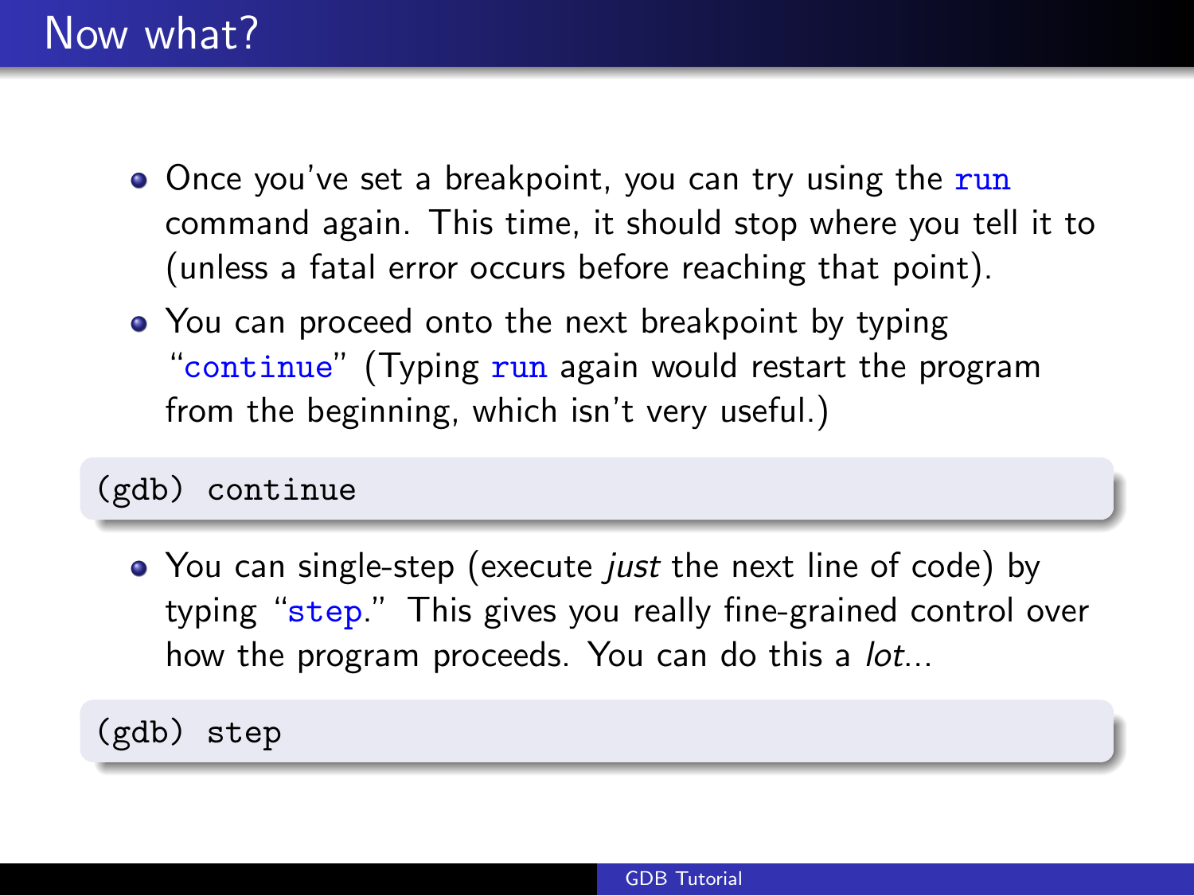# Now what?

- Once you've set a breakpoint, you can try using the `run` command again. This time, it should stop where you tell it to (unless a fatal error occurs before reaching that point).
- You can proceed onto the next breakpoint by typing "`continue`" (Typing `run` again would restart the program from the beginning, which isn't very useful.)

```
(gdb) continue
```

- You can single-step (execute *just* the next line of code) by typing "`step`." This gives you really fine-grained control over how the program proceeds. You can do this a *lot*...

```
(gdb) step
```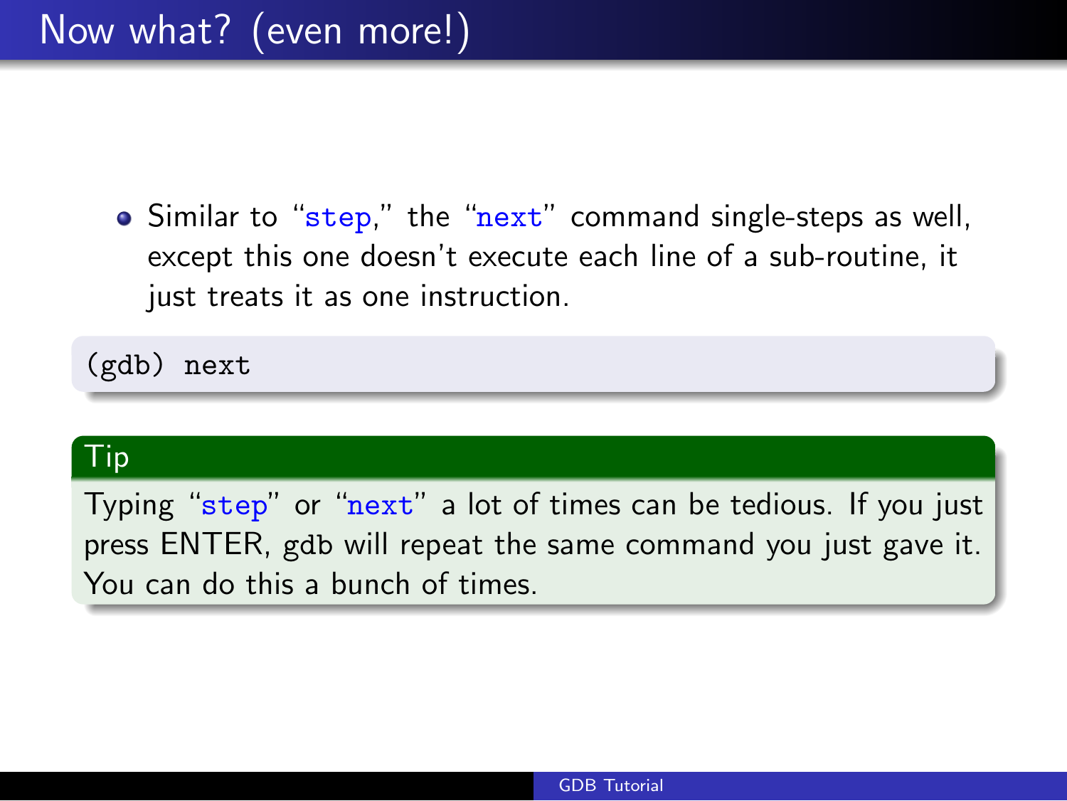# Now what? (even more!)

- Similar to "`step`," the "`next`" command single-steps as well, except this one doesn't execute each line of a sub-routine, it just treats it as one instruction.

```
(gdb) next
```

**Tip**

Typing "`step`" or "`next`" a lot of times can be tedious. If you just press ENTER, `gdb` will repeat the same command you just gave it. You can do this a bunch of times.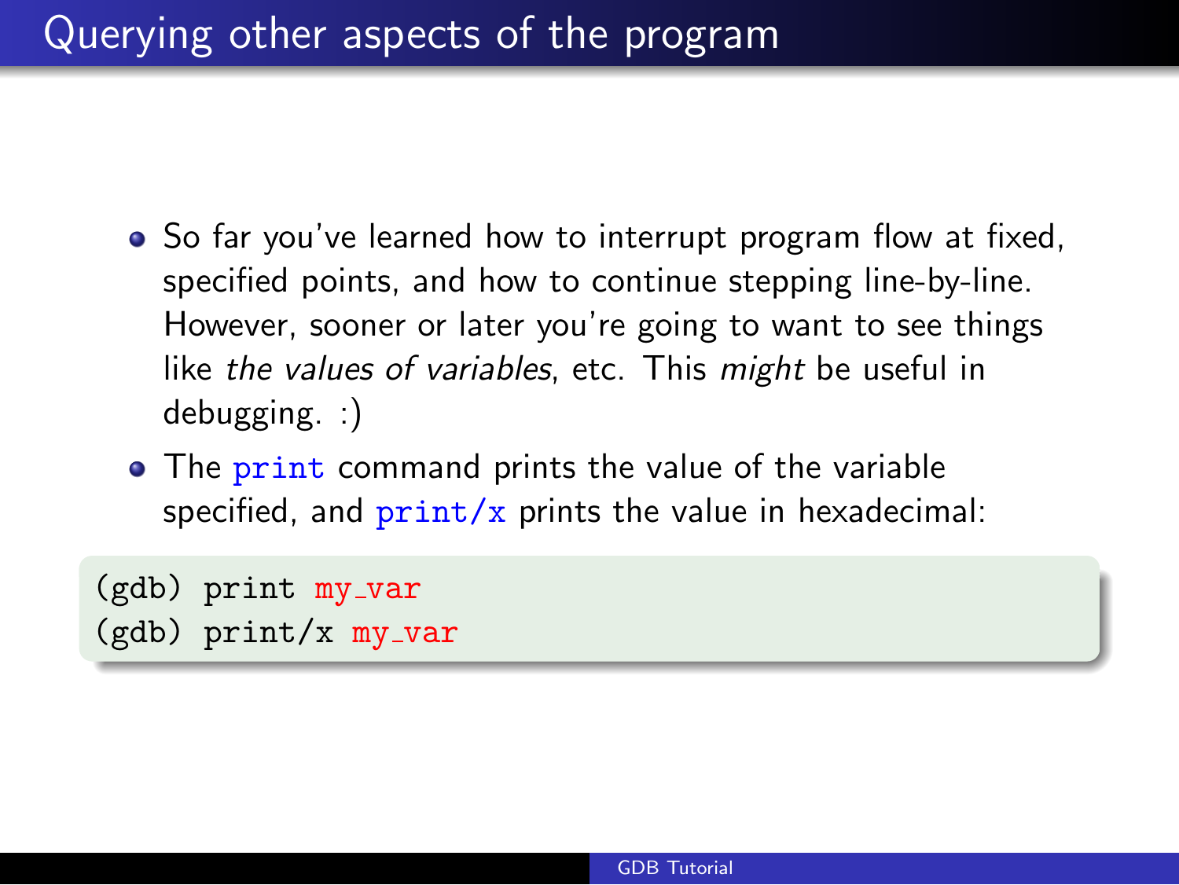# Querying other aspects of the program

- So far you've learned how to interrupt program flow at fixed, specified points, and how to continue stepping line-by-line. However, sooner or later you're going to want to see things like *the values of variables*, etc. This *might* be useful in debugging. :)
- The `print` command prints the value of the variable specified, and `print/x` prints the value in hexadecimal:

```
(gdb) print my_var
(gdb) print/x my_var
```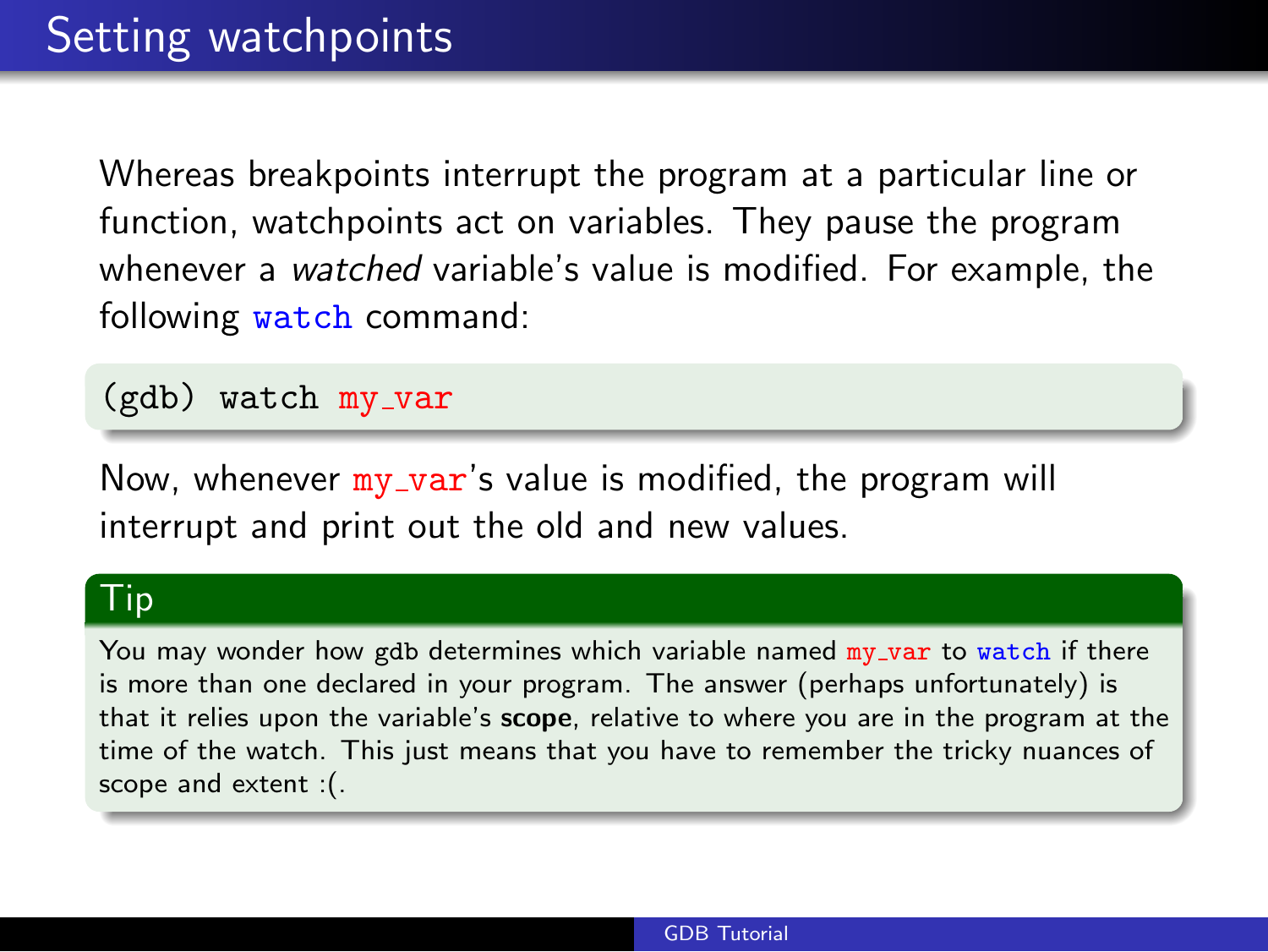# Setting watchpoints

Whereas breakpoints interrupt the program at a particular line or function, watchpoints act on variables. They pause the program whenever a *watched* variable's value is modified. For example, the following `watch` command:

```
(gdb) watch my_var
```

Now, whenever `my_var`'s value is modified, the program will interrupt and print out the old and new values.

### Tip

You may wonder how gdb determines which variable named `my_var` to `watch` if there is more than one declared in your program. The answer (perhaps unfortunately) is that it relies upon the variable's **scope**, relative to where you are in the program at the time of the watch. This just means that you have to remember the tricky nuances of scope and extent :(.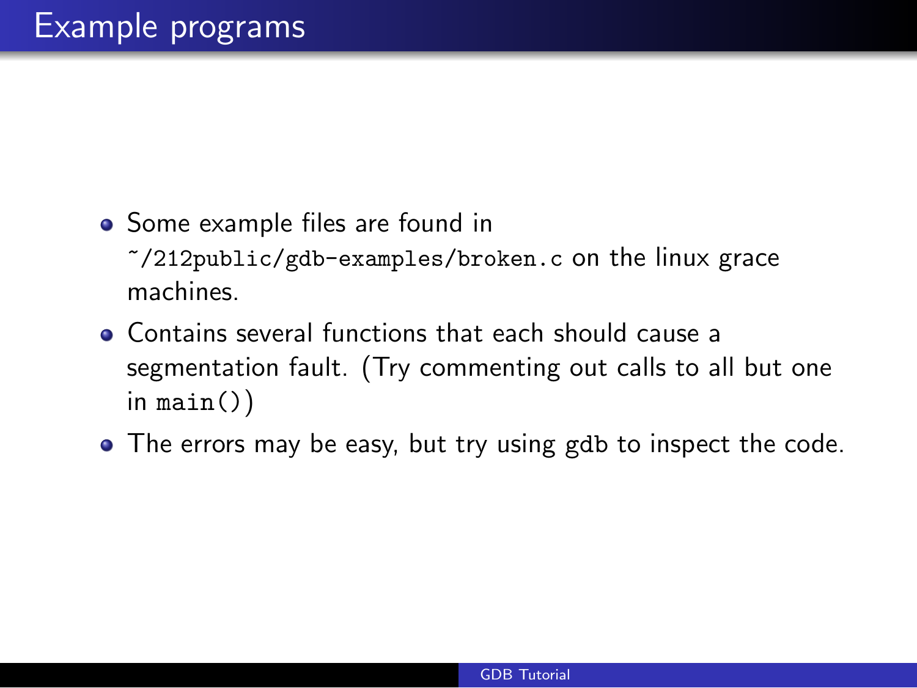# Example programs

- Some example files are found in `~/212public/gdb-examples/broken.c` on the linux grace machines.
- Contains several functions that each should cause a segmentation fault. (Try commenting out calls to all but one in `main()`)
- The errors may be easy, but try using gdb to inspect the code.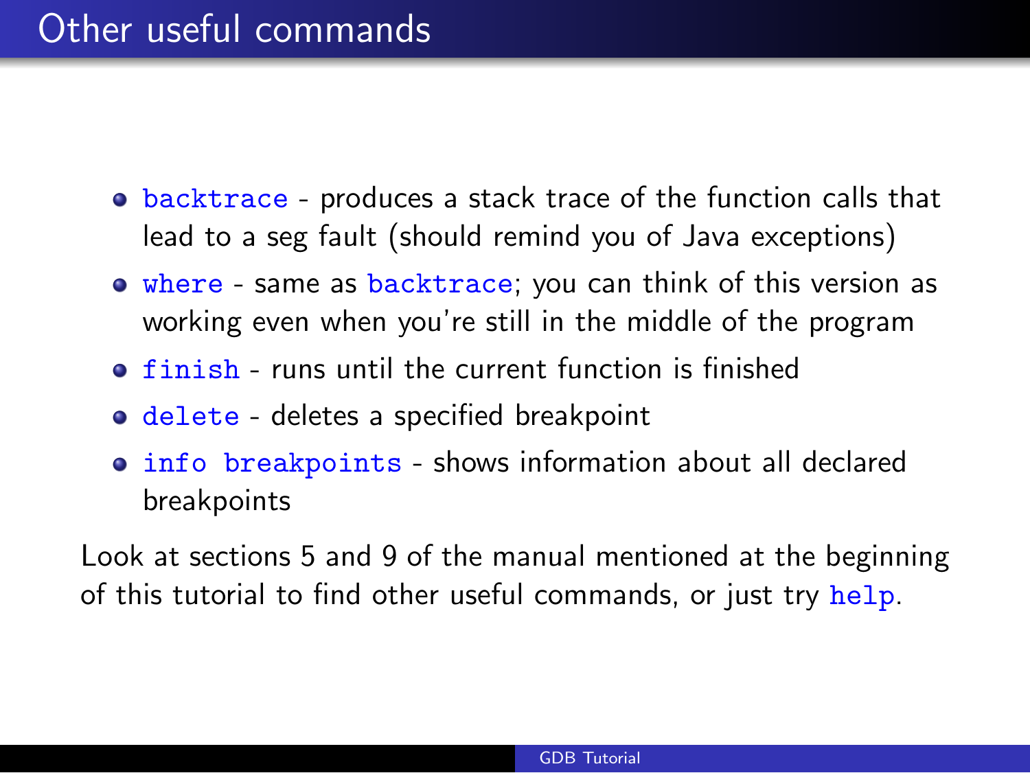# Other useful commands

- `backtrace` - produces a stack trace of the function calls that lead to a seg fault (should remind you of Java exceptions)
- `where` - same as `backtrace`; you can think of this version as working even when you're still in the middle of the program
- `finish` - runs until the current function is finished
- `delete` - deletes a specified breakpoint
- `info breakpoints` - shows information about all declared breakpoints

Look at sections 5 and 9 of the manual mentioned at the beginning of this tutorial to find other useful commands, or just try `help`.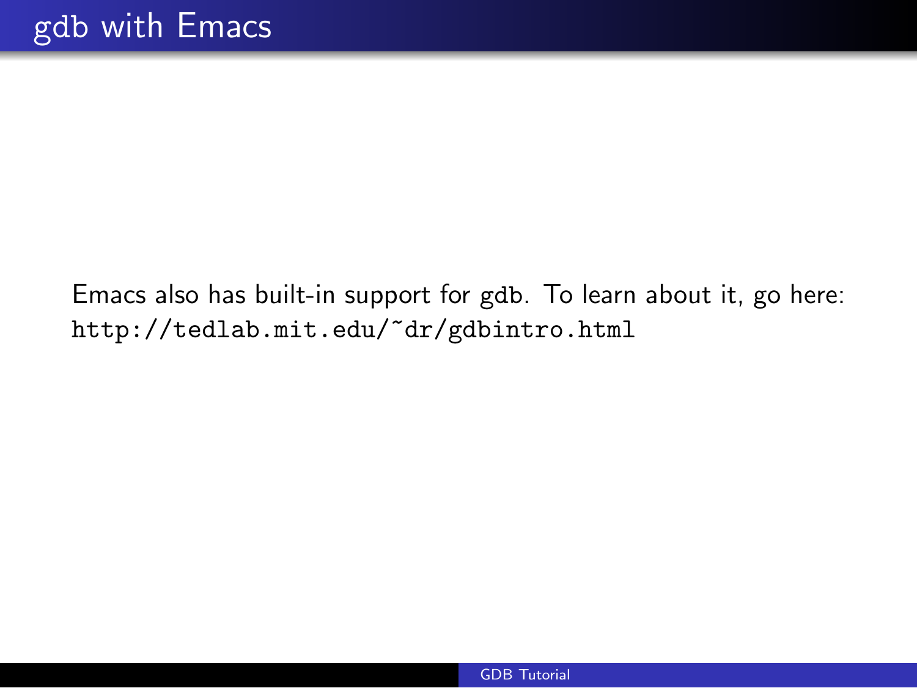# gdb with Emacs

Emacs also has built-in support for `gdb`. To learn about it, go here: `http://tedlab.mit.edu/~dr/gdbintro.html`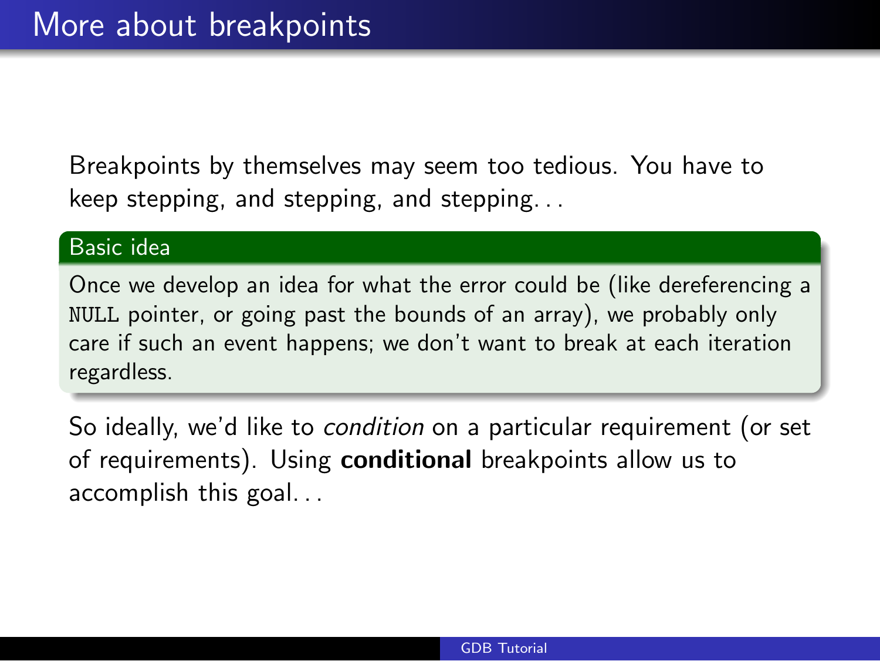# More about breakpoints

Breakpoints by themselves may seem too tedious. You have to keep stepping, and stepping, and stepping. . .

**Basic idea**

Once we develop an idea for what the error could be (like dereferencing a `NULL` pointer, or going past the bounds of an array), we probably only care if such an event happens; we don't want to break at each iteration regardless.

So ideally, we'd like to *condition* on a particular requirement (or set of requirements). Using **conditional** breakpoints allow us to accomplish this goal. . .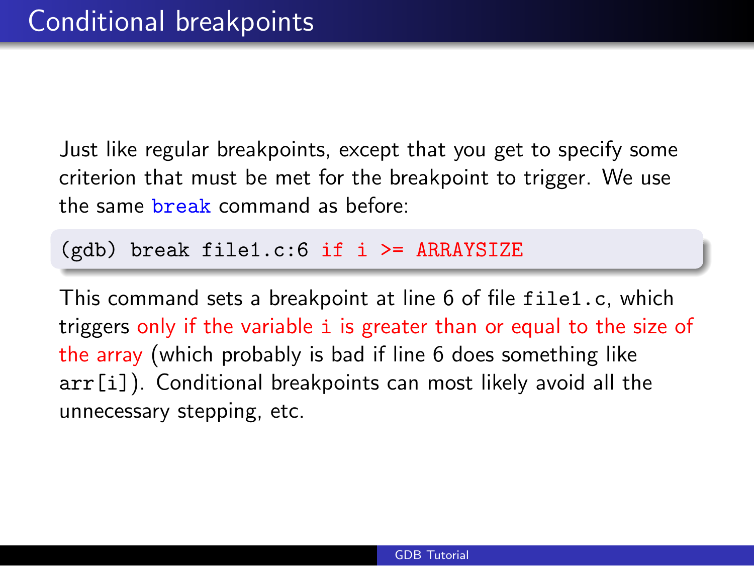# Conditional breakpoints

Just like regular breakpoints, except that you get to specify some criterion that must be met for the breakpoint to trigger. We use the same `break` command as before:

```
(gdb) break file1.c:6 if i >= ARRAYSIZE
```

This command sets a breakpoint at line 6 of file `file1.c`, which triggers only if the variable `i` is greater than or equal to the size of the array (which probably is bad if line 6 does something like `arr[i]`). Conditional breakpoints can most likely avoid all the unnecessary stepping, etc.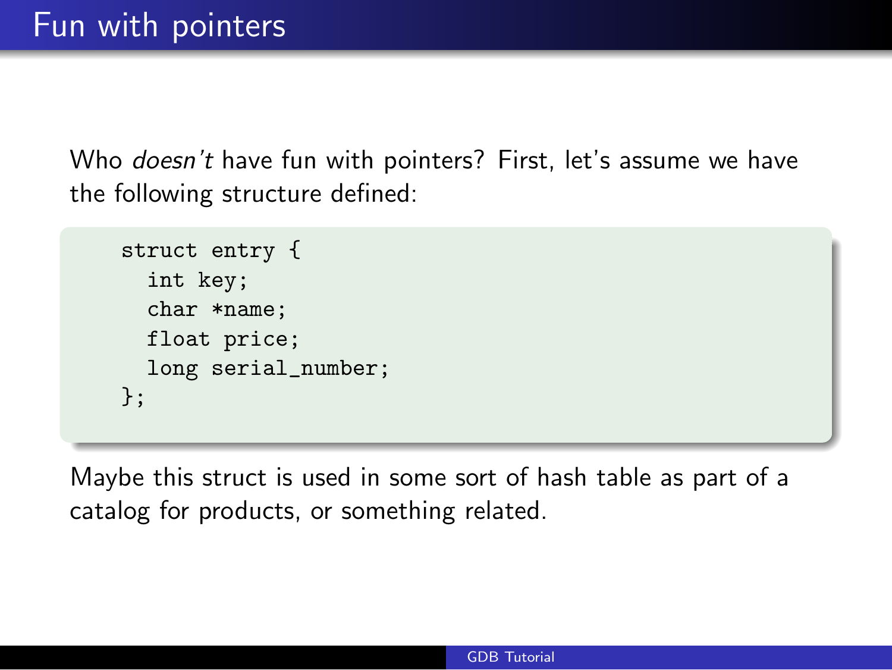# Fun with pointers

Who *doesn't* have fun with pointers? First, let's assume we have the following structure defined:

```
struct entry {
  int key;
  char *name;
  float price;
  long serial_number;
};
```

Maybe this struct is used in some sort of hash table as part of a catalog for products, or something related.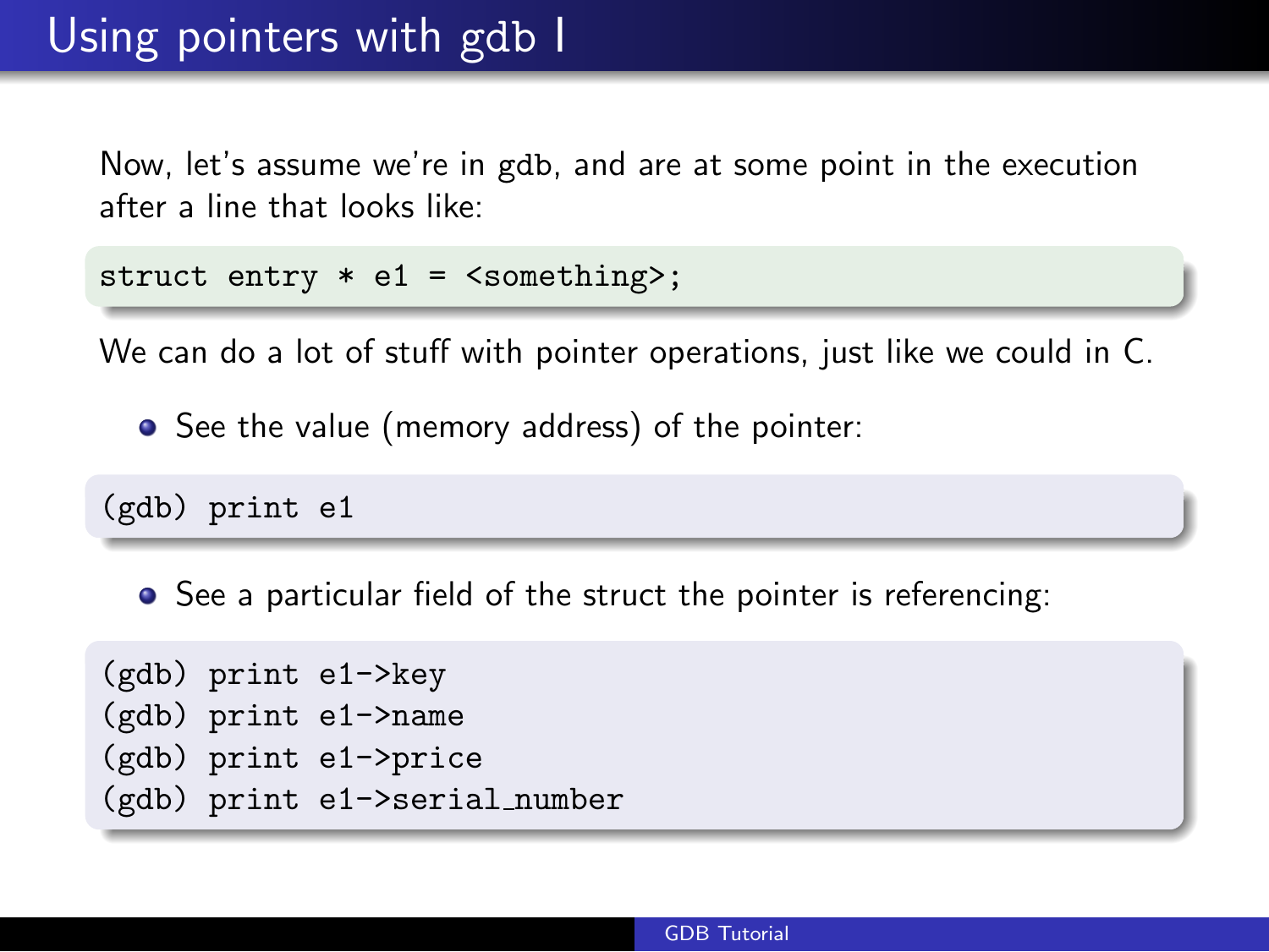# Using pointers with gdb I

Now, let's assume we're in gdb, and are at some point in the execution after a line that looks like:

```
struct entry * e1 = <something>;
```

We can do a lot of stuff with pointer operations, just like we could in C.

- See the value (memory address) of the pointer:

```
(gdb) print e1
```

- See a particular field of the struct the pointer is referencing:

```
(gdb) print e1->key
(gdb) print e1->name
(gdb) print e1->price
(gdb) print e1->serial_number
```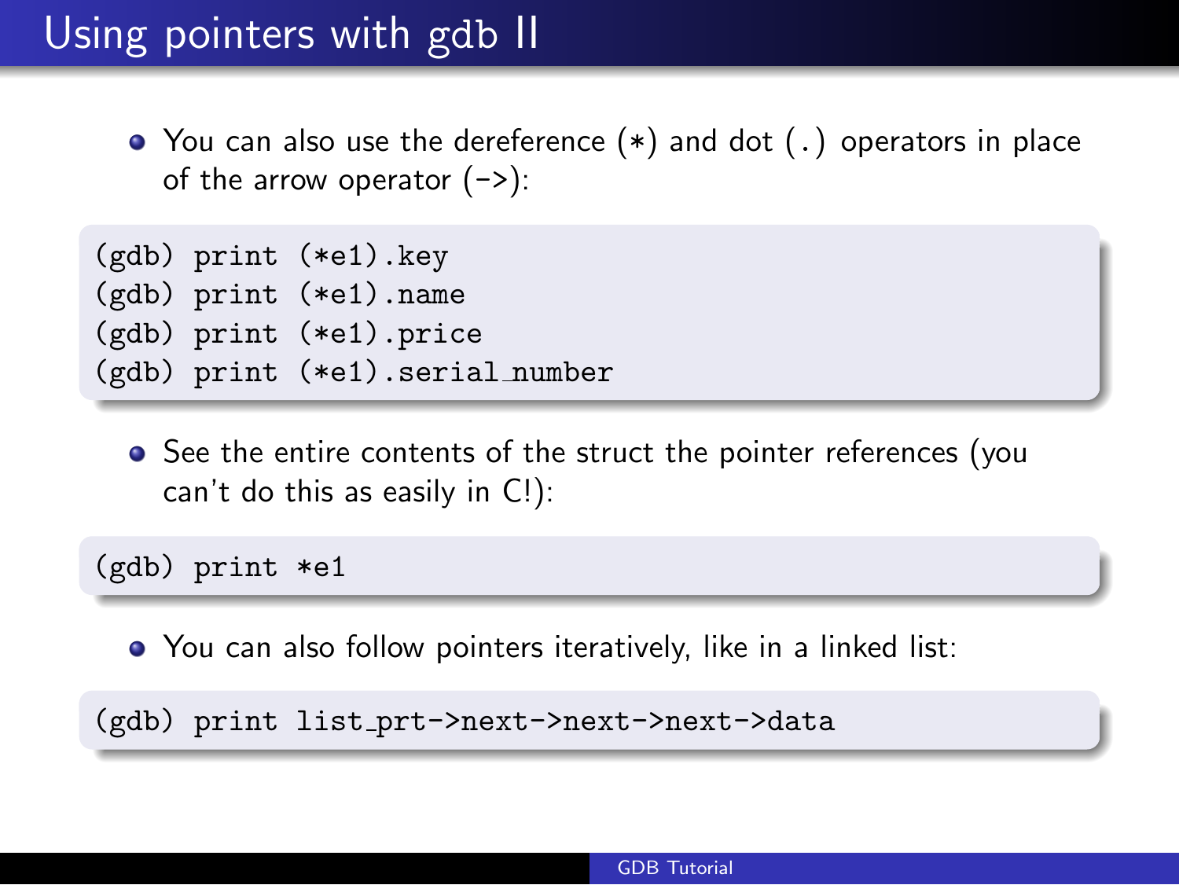# Using pointers with gdb II

- You can also use the dereference (*) and dot (.) operators in place of the arrow operator (->):

```
(gdb) print (*e1).key
(gdb) print (*e1).name
(gdb) print (*e1).price
(gdb) print (*e1).serial_number
```

- See the entire contents of the struct the pointer references (you can't do this as easily in C!):

```
(gdb) print *e1
```

- You can also follow pointers iteratively, like in a linked list:

```
(gdb) print list_prt->next->next->next->data
```